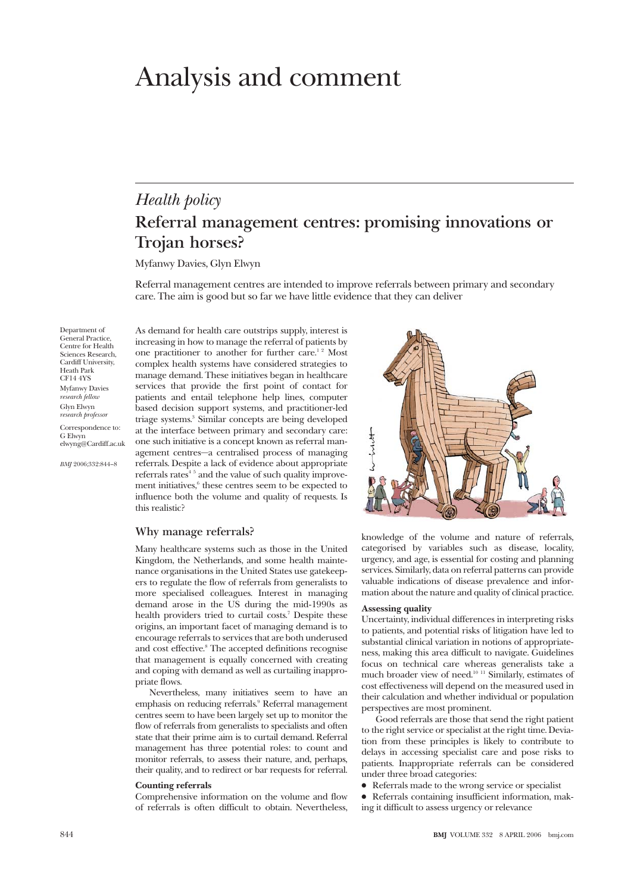# Analysis and comment

## *Health policy*

## Referral management centres: promising innovations or Trojan horses?

Myfanwy Davies, Glyn Elwyn

Referral management centres are intended to improve referrals between primary and secondary care. The aim is good but so far we have little evidence that they can deliver

Department of General Practice, Centre for Health Sciences Research, Cardiff University, Heath Park CF14 4YS

Myfanwy Davies *research fellow*

Glyn Elwyn *research professor*

Correspondence to: G Elwyn elwyng@Cardiff.ac.uk

*BMJ* 2006;332:844–8

As demand for health care outstrips supply, interest is increasing in how to manage the referral of patients by one practitioner to another for further care.[1 2] Most complex health systems have considered strategies to manage demand. These initiatives began in healthcare services that provide the first point of contact for patients and entail telephone help lines, computer based decision support systems, and practitioner-led triage systems.[3] Similar concepts are being developed at the interface between primary and secondary care: one such initiative is a concept known as referral management centres—a centralised process of managing referrals. Despite a lack of evidence about appropriate referrals rates[4 5] and the value of such quality improvement initiatives,[6] these centres seem to be expected to influence both the volume and quality of requests. Is this realistic?

### Why manage referrals?

Many healthcare systems such as those in the United Kingdom, the Netherlands, and some health maintenance organisations in the United States use gatekeepers to regulate the flow of referrals from generalists to more specialised colleagues. Interest in managing demand arose in the US during the mid-1990s as health providers tried to curtail costs.[7] Despite these origins, an important facet of managing demand is to encourage referrals to services that are both underused and cost effective.[8] The accepted definitions recognise that management is equally concerned with creating and coping with demand as well as curtailing inappropriate flows.

Nevertheless, many initiatives seem to have an emphasis on reducing referrals.[9] Referral management centres seem to have been largely set up to monitor the flow of referrals from generalists to specialists and often state that their prime aim is to curtail demand. Referral management has three potential roles: to count and monitor referrals, to assess their nature, and, perhaps, their quality, and to redirect or bar requests for referral.

#### Counting referrals

Comprehensive information on the volume and flow of referrals is often difficult to obtain. Nevertheless, knowledge of the volume and nature of referrals, categorised by variables such as disease, locality, urgency, and age, is essential for costing and planning services. Similarly, data on referral patterns can provide valuable indications of disease prevalence and information about the nature and quality of clinical practice.

#### Assessing quality

Uncertainty, individual differences in interpreting risks to patients, and potential risks of litigation have led to substantial clinical variation in notions of appropriateness, making this area difficult to navigate. Guidelines focus on technical care whereas generalists take a much broader view of need.[10 11] Similarly, estimates of cost effectiveness will depend on the measured used in their calculation and whether individual or population perspectives are most prominent.

Good referrals are those that send the right patient to the right service or specialist at the right time. Deviation from these principles is likely to contribute to delays in accessing specialist care and pose risks to patients. Inappropriate referrals can be considered under three broad categories:

- Referrals made to the wrong service or specialist
- Referrals containing insufficient information, making it difficult to assess urgency or relevance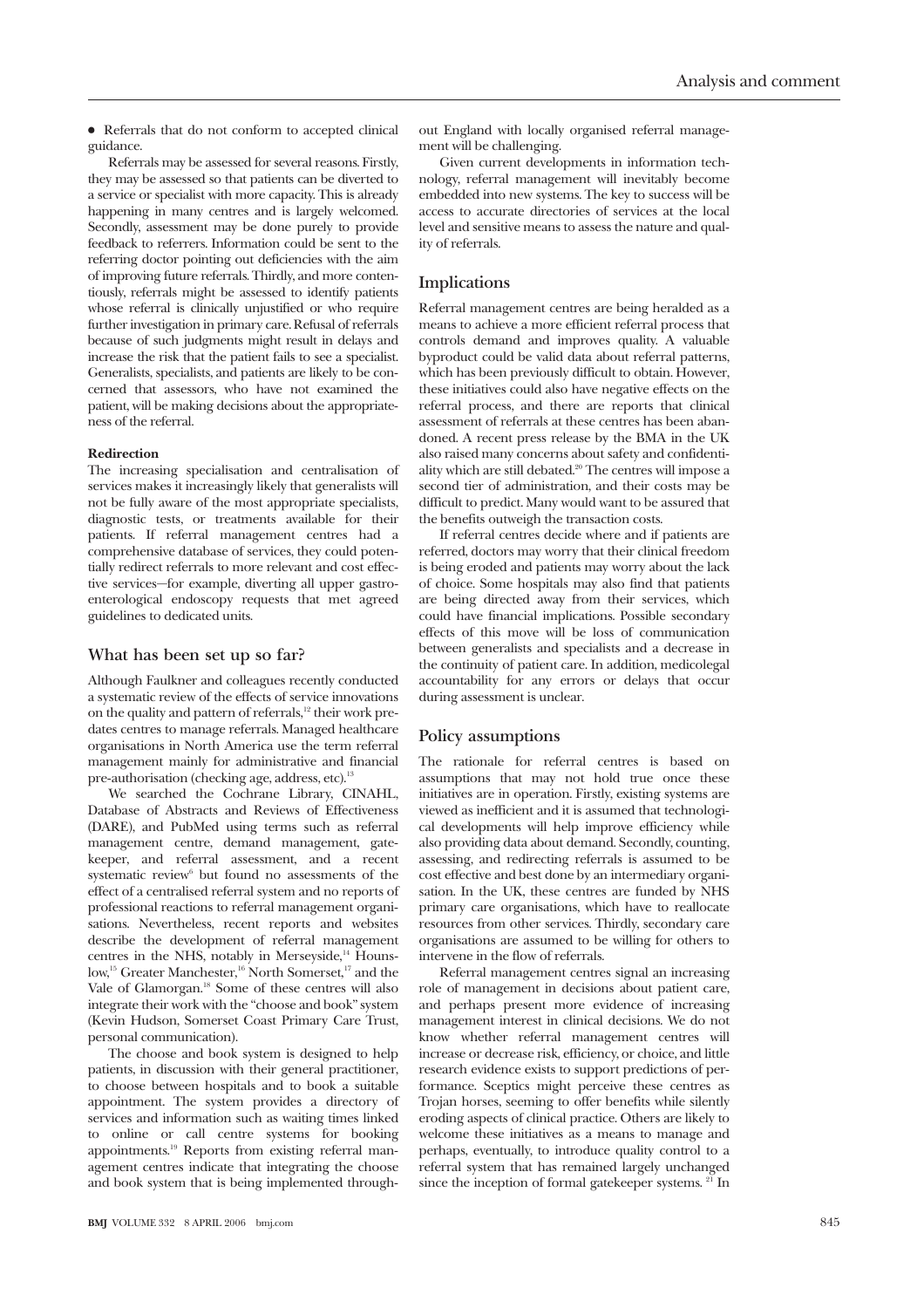- Referrals that do not conform to accepted clinical guidance.

Referrals may be assessed for several reasons. Firstly, they may be assessed so that patients can be diverted to a service or specialist with more capacity. This is already happening in many centres and is largely welcomed. Secondly, assessment may be done purely to provide feedback to referrers. Information could be sent to the referring doctor pointing out deficiencies with the aim of improving future referrals. Thirdly, and more contentiously, referrals might be assessed to identify patients whose referral is clinically unjustified or who require further investigation in primary care. Refusal of referrals because of such judgments might result in delays and increase the risk that the patient fails to see a specialist. Generalists, specialists, and patients are likely to be concerned that assessors, who have not examined the patient, will be making decisions about the appropriateness of the referral.

**Redirection**

The increasing specialisation and centralisation of services makes it increasingly likely that generalists will not be fully aware of the most appropriate specialists, diagnostic tests, or treatments available for their patients. If referral management centres had a comprehensive database of services, they could potentially redirect referrals to more relevant and cost effective services—for example, diverting all upper gastroenterological endoscopy requests that met agreed guidelines to dedicated units.

## What has been set up so far?

Although Faulkner and colleagues recently conducted a systematic review of the effects of service innovations on the quality and pattern of referrals,[12] their work predates centres to manage referrals. Managed healthcare organisations in North America use the term referral management mainly for administrative and financial pre-authorisation (checking age, address, etc).[13]

We searched the Cochrane Library, CINAHL, Database of Abstracts and Reviews of Effectiveness (DARE), and PubMed using terms such as referral management centre, demand management, gatekeeper, and referral assessment, and a recent systematic review[6] but found no assessments of the effect of a centralised referral system and no reports of professional reactions to referral management organisations. Nevertheless, recent reports and websites describe the development of referral management centres in the NHS, notably in Merseyside,[14] Hounslow,[15] Greater Manchester,[16] North Somerset,[17] and the Vale of Glamorgan.[18] Some of these centres will also integrate their work with the "choose and book" system (Kevin Hudson, Somerset Coast Primary Care Trust, personal communication).

The choose and book system is designed to help patients, in discussion with their general practitioner, to choose between hospitals and to book a suitable appointment. The system provides a directory of services and information such as waiting times linked to online or call centre systems for booking appointments.[19] Reports from existing referral management centres indicate that integrating the choose and book system that is being implemented throughout England with locally organised referral management will be challenging.

Given current developments in information technology, referral management will inevitably become embedded into new systems. The key to success will be access to accurate directories of services at the local level and sensitive means to assess the nature and quality of referrals.

## Implications

Referral management centres are being heralded as a means to achieve a more efficient referral process that controls demand and improves quality. A valuable byproduct could be valid data about referral patterns, which has been previously difficult to obtain. However, these initiatives could also have negative effects on the referral process, and there are reports that clinical assessment of referrals at these centres has been abandoned. A recent press release by the BMA in the UK also raised many concerns about safety and confidentiality which are still debated.[20] The centres will impose a second tier of administration, and their costs may be difficult to predict. Many would want to be assured that the benefits outweigh the transaction costs.

If referral centres decide where and if patients are referred, doctors may worry that their clinical freedom is being eroded and patients may worry about the lack of choice. Some hospitals may also find that patients are being directed away from their services, which could have financial implications. Possible secondary effects of this move will be loss of communication between generalists and specialists and a decrease in the continuity of patient care. In addition, medicolegal accountability for any errors or delays that occur during assessment is unclear.

## Policy assumptions

The rationale for referral centres is based on assumptions that may not hold true once these initiatives are in operation. Firstly, existing systems are viewed as inefficient and it is assumed that technological developments will help improve efficiency while also providing data about demand. Secondly, counting, assessing, and redirecting referrals is assumed to be cost effective and best done by an intermediary organisation. In the UK, these centres are funded by NHS primary care organisations, which have to reallocate resources from other services. Thirdly, secondary care organisations are assumed to be willing for others to intervene in the flow of referrals.

Referral management centres signal an increasing role of management in decisions about patient care, and perhaps present more evidence of increasing management interest in clinical decisions. We do not know whether referral management centres will increase or decrease risk, efficiency, or choice, and little research evidence exists to support predictions of performance. Sceptics might perceive these centres as Trojan horses, seeming to offer benefits while silently eroding aspects of clinical practice. Others are likely to welcome these initiatives as a means to manage and perhaps, eventually, to introduce quality control to a referral system that has remained largely unchanged since the inception of formal gatekeeper systems.[21] In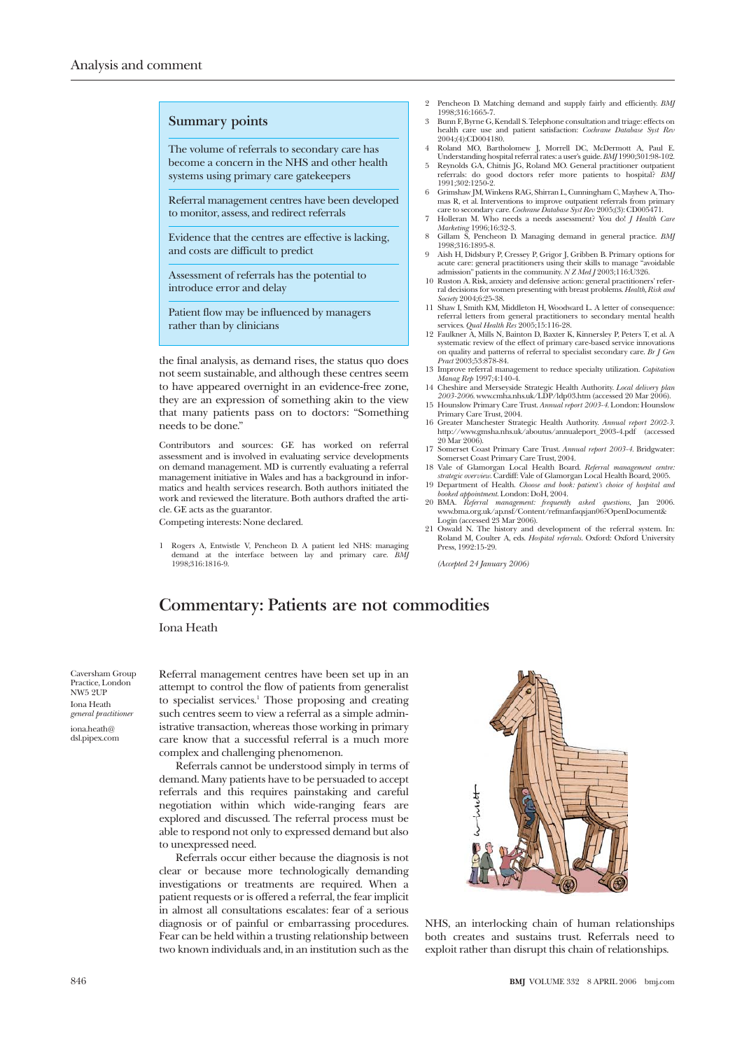## Summary points

The volume of referrals to secondary care has become a concern in the NHS and other health systems using primary care gatekeepers

Referral management centres have been developed to monitor, assess, and redirect referrals

Evidence that the centres are effective is lacking, and costs are difficult to predict

Assessment of referrals has the potential to introduce error and delay

Patient flow may be influenced by managers rather than by clinicians

the final analysis, as demand rises, the status quo does not seem sustainable, and although these centres seem to have appeared overnight in an evidence-free zone, they are an expression of something akin to the view that many patients pass on to doctors: "Something needs to be done."

Contributors and sources: GE has worked on referral assessment and is involved in evaluating service developments on demand management. MD is currently evaluating a referral management initiative in Wales and has a background in informatics and health services research. Both authors initiated the work and reviewed the literature. Both authors drafted the article. GE acts as the guarantor.

Competing interests: None declared.

1. Rogers A, Entwistle V, Pencheon D. A patient led NHS: managing demand at the interface between lay and primary care. *BMJ* 1998;316:1816-9.
2. Pencheon D. Matching demand and supply fairly and efficiently. *BMJ* 1998;316:1665-7.
3. Bunn F, Byrne G, Kendall S. Telephone consultation and triage: effects on health care use and patient satisfaction: *Cochrane Database Syst Rev* 2004;(4):CD004180.
4. Roland MO, Bartholomew J, Morrell DC, McDermott A, Paul E. Understanding hospital referral rates: a user's guide. *BMJ* 1990;301:98-102.
5. Reynolds GA, Chitnis JG, Roland MO. General practitioner outpatient referrals: do good doctors refer more patients to hospital? *BMJ* 1991;302:1250-2.
6. Grimshaw JM, Winkens RAG, Shirran L, Cunningham C, Mayhew A, Thomas R, et al. Interventions to improve outpatient referrals from primary care to secondary care. *Cochrane Database Syst Rev* 2005;(3): CD005471.
7. Holleran M. Who needs a needs assessment? You do! *J Health Care Marketing* 1996;16:32-3.
8. Gillam S, Pencheon D. Managing demand in general practice. *BMJ* 1998;316:1895-8.
9. Aish H, Didsbury P, Cressey P, Grigor J, Gribben B. Primary options for acute care: general practitioners using their skills to manage "avoidable admission" patients in the community. *N Z Med J* 2003;116:U326.
10. Ruston A. Risk, anxiety and defensive action: general practitioners' referral decisions for women presenting with breast problems. *Health, Risk and Society* 2004;6:25-38.
11. Shaw I, Smith KM, Middleton H, Woodward L. A letter of consequence: referral letters from general practitioners to secondary mental health services. *Qual Health Res* 2005;15:116-28.
12. Faulkner A, Mills N, Bainton D, Baxter K, Kinnersley P, Peters T, et al. A systematic review of the effect of primary care-based service innovations on quality and patterns of referral to specialist secondary care. *Br J Gen Pract* 2003;53:878-84.
13. Improve referral management to reduce specialty utilization. *Capitation Manag Rep* 1997;4:140-4.
14. Cheshire and Merseyside Strategic Health Authority. *Local delivery plan 2003-2006*. www.cmha.nhs.uk/LDP/ldp03.htm (accessed 20 Mar 2006).
15. Hounslow Primary Care Trust. *Annual report 2003-4*. London: Hounslow Primary Care Trust, 2004.
16. Greater Manchester Strategic Health Authority. *Annual report 2002-3*. http://www.gmsha.nhs.uk/aboutus/annualeport_2003-4.pdf (accessed 20 Mar 2006).
17. Somerset Coast Primary Care Trust. *Annual report 2003-4*. Bridgwater: Somerset Coast Primary Care Trust, 2004.
18. Vale of Glamorgan Local Health Board. *Referral management centre: strategic overview*. Cardiff: Vale of Glamorgan Local Health Board, 2005.
19. Department of Health. *Choose and book: patient's choice of hospital and booked appointment*. London: DoH, 2004.
20. BMA. *Referral management: frequently asked questions*, Jan 2006. www.bma.org.uk/ap.nsf/Content/refmanfaqsjan06?OpenDocument& Login (accessed 23 Mar 2006).
21. Oswald N. The history and development of the referral system. In: Roland M, Coulter A, eds. *Hospital referrals*. Oxford: Oxford University Press, 1992:15-29.

*(Accepted 24 January 2006)*

# Commentary: Patients are not commodities

Iona Heath

Caversham Group Practice, London NW5 2UP
Iona Heath *general practitioner*
iona.heath@dsl.pipex.com

Referral management centres have been set up in an attempt to control the flow of patients from generalist to specialist services.[1] Those proposing and creating such centres seem to view a referral as a simple administrative transaction, whereas those working in primary care know that a successful referral is a much more complex and challenging phenomenon.

Referrals cannot be understood simply in terms of demand. Many patients have to be persuaded to accept referrals and this requires painstaking and careful negotiation within which wide-ranging fears are explored and discussed. The referral process must be able to respond not only to expressed demand but also to unexpressed need.

Referrals occur either because the diagnosis is not clear or because more technologically demanding investigations or treatments are required. When a patient requests or is offered a referral, the fear implicit in almost all consultations escalates: fear of a serious diagnosis or of painful or embarrassing procedures. Fear can be held within a trusting relationship between two known individuals and, in an institution such as the NHS, an interlocking chain of human relationships both creates and sustains trust. Referrals need to exploit rather than disrupt this chain of relationships.